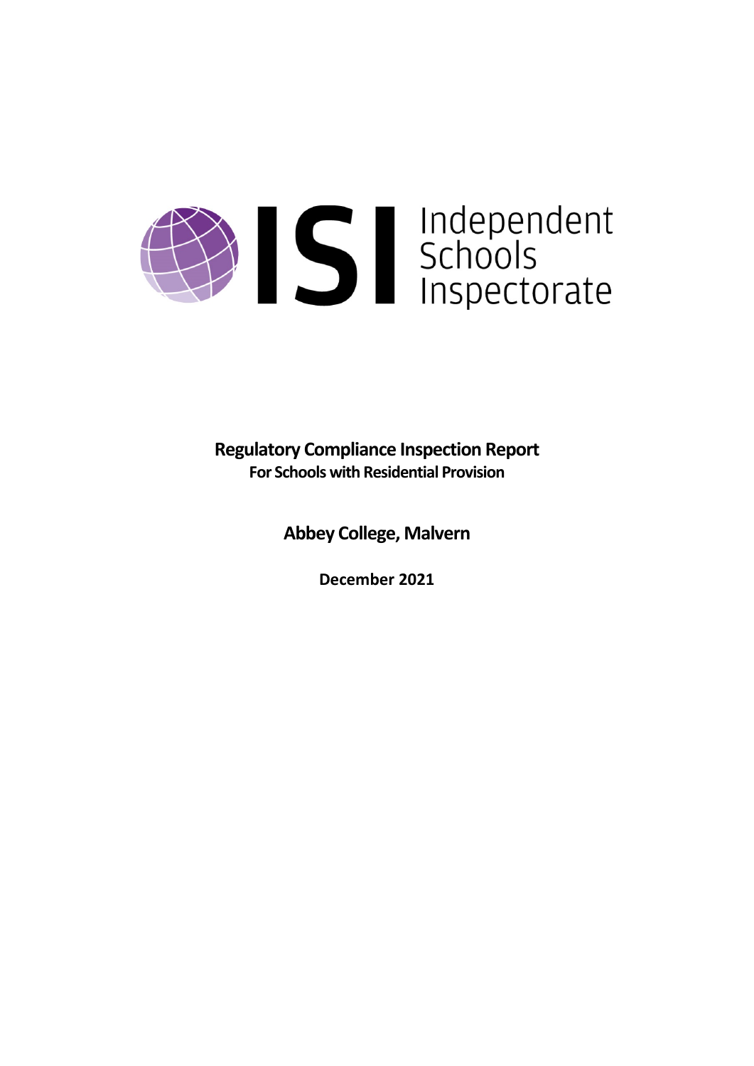Independent Schools Inspectorate

# Regulatory Compliance Inspection Report

**For Schools with Residential Provision**

## Abbey College, Malvern

**December 2021**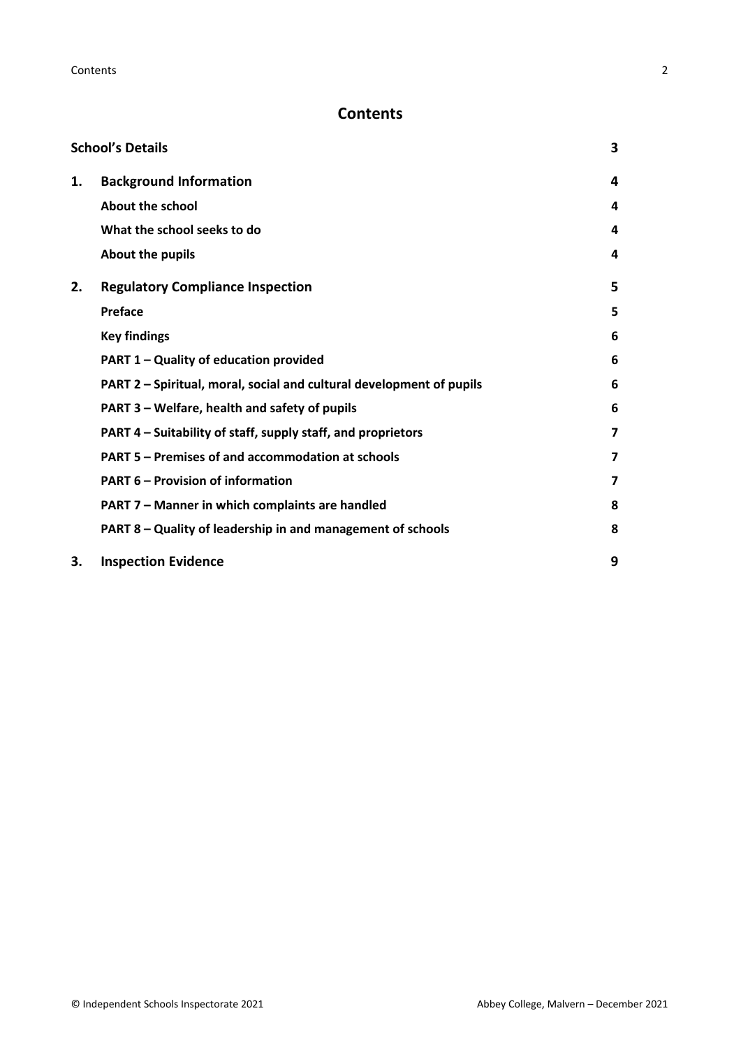# Contents

| | | |
|---|---|---|
| **School's Details** | | **3** |
| **1.** | **Background Information** | **4** |
| | **About the school** | **4** |
| | **What the school seeks to do** | **4** |
| | **About the pupils** | **4** |
| **2.** | **Regulatory Compliance Inspection** | **5** |
| | **Preface** | **5** |
| | **Key findings** | **6** |
| | **PART 1 – Quality of education provided** | **6** |
| | **PART 2 – Spiritual, moral, social and cultural development of pupils** | **6** |
| | **PART 3 – Welfare, health and safety of pupils** | **6** |
| | **PART 4 – Suitability of staff, supply staff, and proprietors** | **7** |
| | **PART 5 – Premises of and accommodation at schools** | **7** |
| | **PART 6 – Provision of information** | **7** |
| | **PART 7 – Manner in which complaints are handled** | **8** |
| | **PART 8 – Quality of leadership in and management of schools** | **8** |
| **3.** | **Inspection Evidence** | **9** |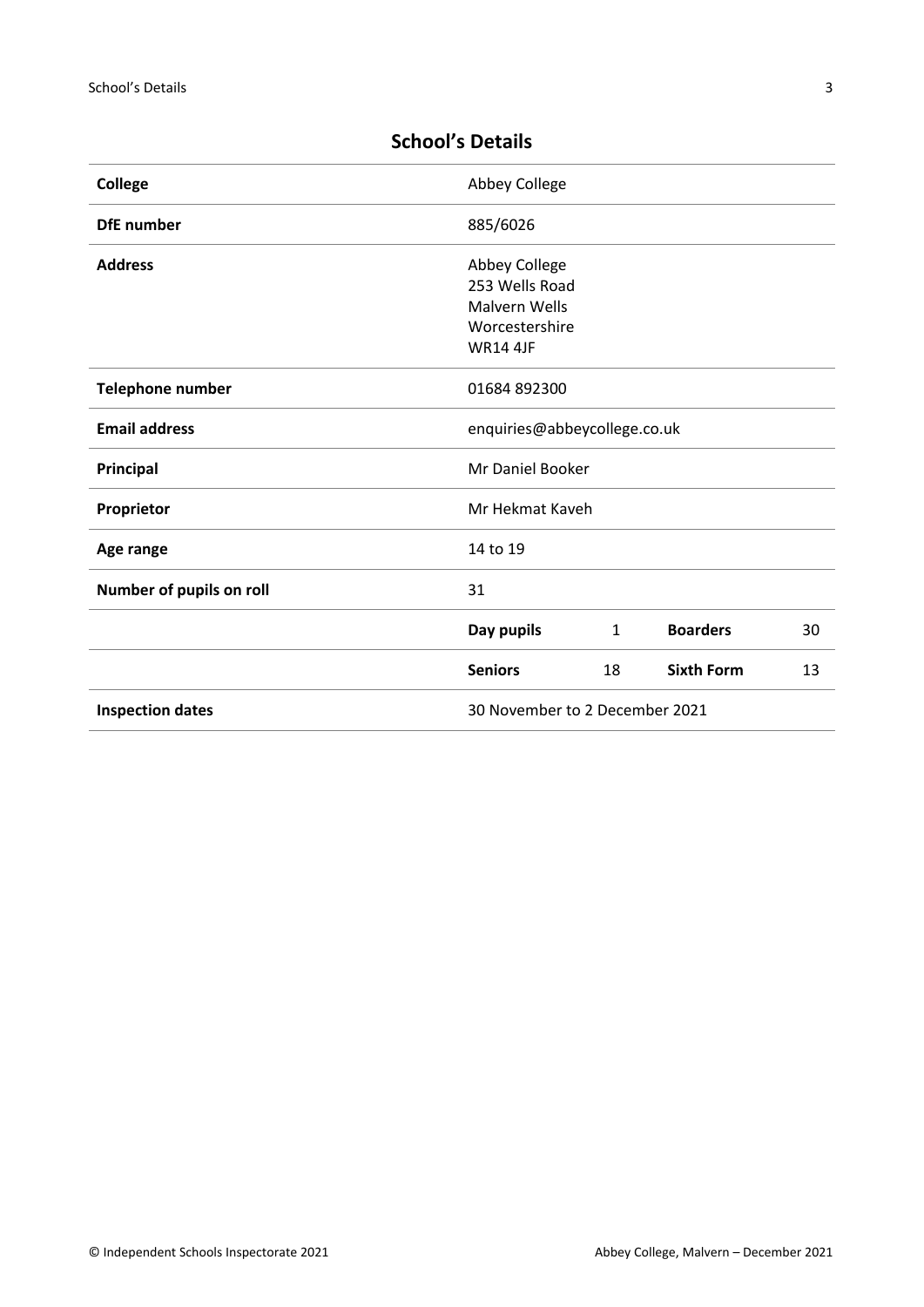## School's Details

| | | | | |
|---|---|---|---|---|
| **College** | Abbey College | | | |
| **DfE number** | 885/6026 | | | |
| **Address** | Abbey College<br>253 Wells Road<br>Malvern Wells<br>Worcestershire<br>WR14 4JF | | | |
| **Telephone number** | 01684 892300 | | | |
| **Email address** | enquiries@abbeycollege.co.uk | | | |
| **Principal** | Mr Daniel Booker | | | |
| **Proprietor** | Mr Hekmat Kaveh | | | |
| **Age range** | 14 to 19 | | | |
| **Number of pupils on roll** | 31 | | | |
| | **Day pupils** | 1 | **Boarders** | 30 |
| | **Seniors** | 18 | **Sixth Form** | 13 |
| **Inspection dates** | 30 November to 2 December 2021 | | | |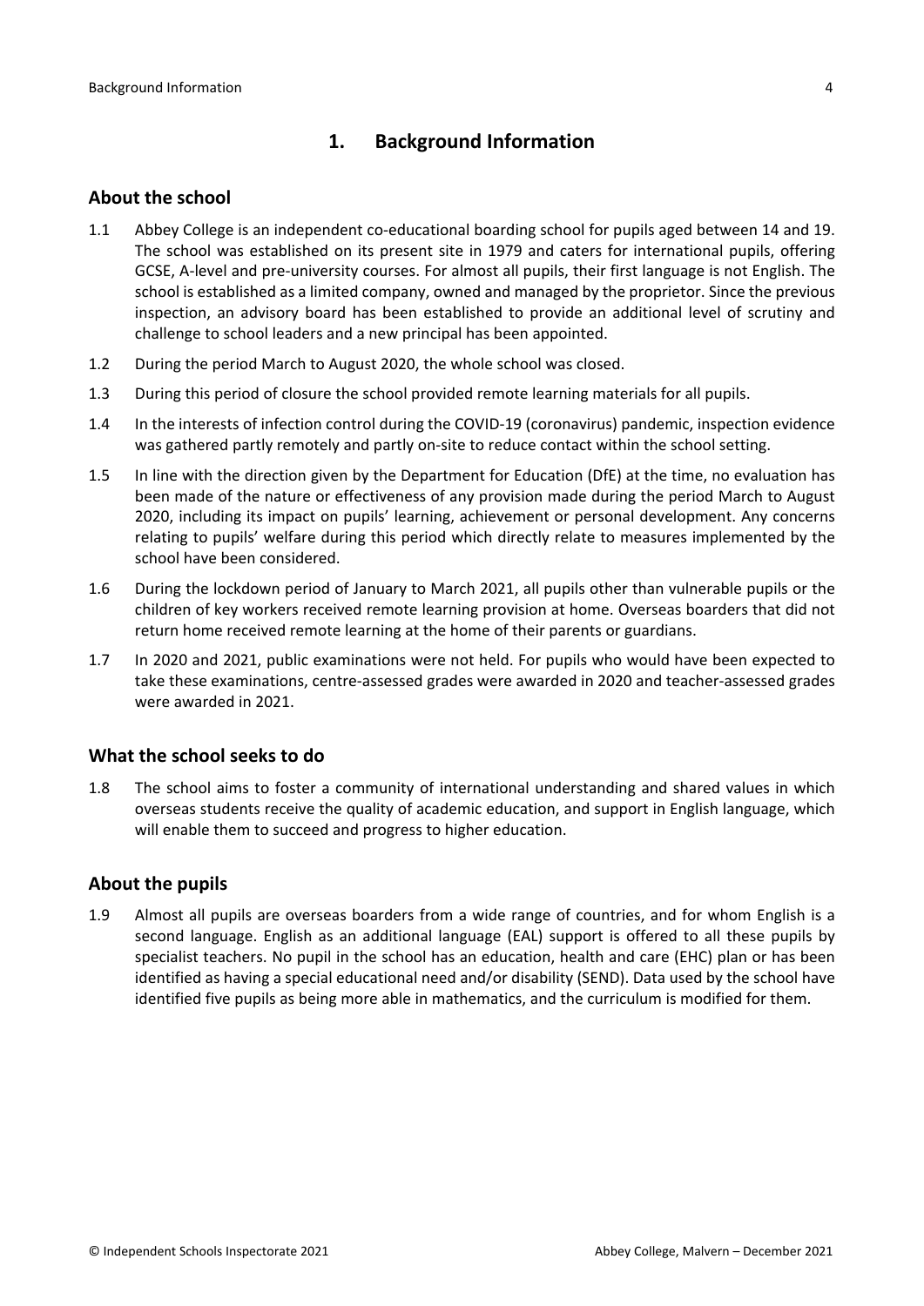# 1. Background Information

## About the school

1.1 Abbey College is an independent co-educational boarding school for pupils aged between 14 and 19. The school was established on its present site in 1979 and caters for international pupils, offering GCSE, A-level and pre-university courses. For almost all pupils, their first language is not English. The school is established as a limited company, owned and managed by the proprietor. Since the previous inspection, an advisory board has been established to provide an additional level of scrutiny and challenge to school leaders and a new principal has been appointed.

1.2 During the period March to August 2020, the whole school was closed.

1.3 During this period of closure the school provided remote learning materials for all pupils.

1.4 In the interests of infection control during the COVID-19 (coronavirus) pandemic, inspection evidence was gathered partly remotely and partly on-site to reduce contact within the school setting.

1.5 In line with the direction given by the Department for Education (DfE) at the time, no evaluation has been made of the nature or effectiveness of any provision made during the period March to August 2020, including its impact on pupils' learning, achievement or personal development. Any concerns relating to pupils' welfare during this period which directly relate to measures implemented by the school have been considered.

1.6 During the lockdown period of January to March 2021, all pupils other than vulnerable pupils or the children of key workers received remote learning provision at home. Overseas boarders that did not return home received remote learning at the home of their parents or guardians.

1.7 In 2020 and 2021, public examinations were not held. For pupils who would have been expected to take these examinations, centre-assessed grades were awarded in 2020 and teacher-assessed grades were awarded in 2021.

## What the school seeks to do

1.8 The school aims to foster a community of international understanding and shared values in which overseas students receive the quality of academic education, and support in English language, which will enable them to succeed and progress to higher education.

## About the pupils

1.9 Almost all pupils are overseas boarders from a wide range of countries, and for whom English is a second language. English as an additional language (EAL) support is offered to all these pupils by specialist teachers. No pupil in the school has an education, health and care (EHC) plan or has been identified as having a special educational need and/or disability (SEND). Data used by the school have identified five pupils as being more able in mathematics, and the curriculum is modified for them.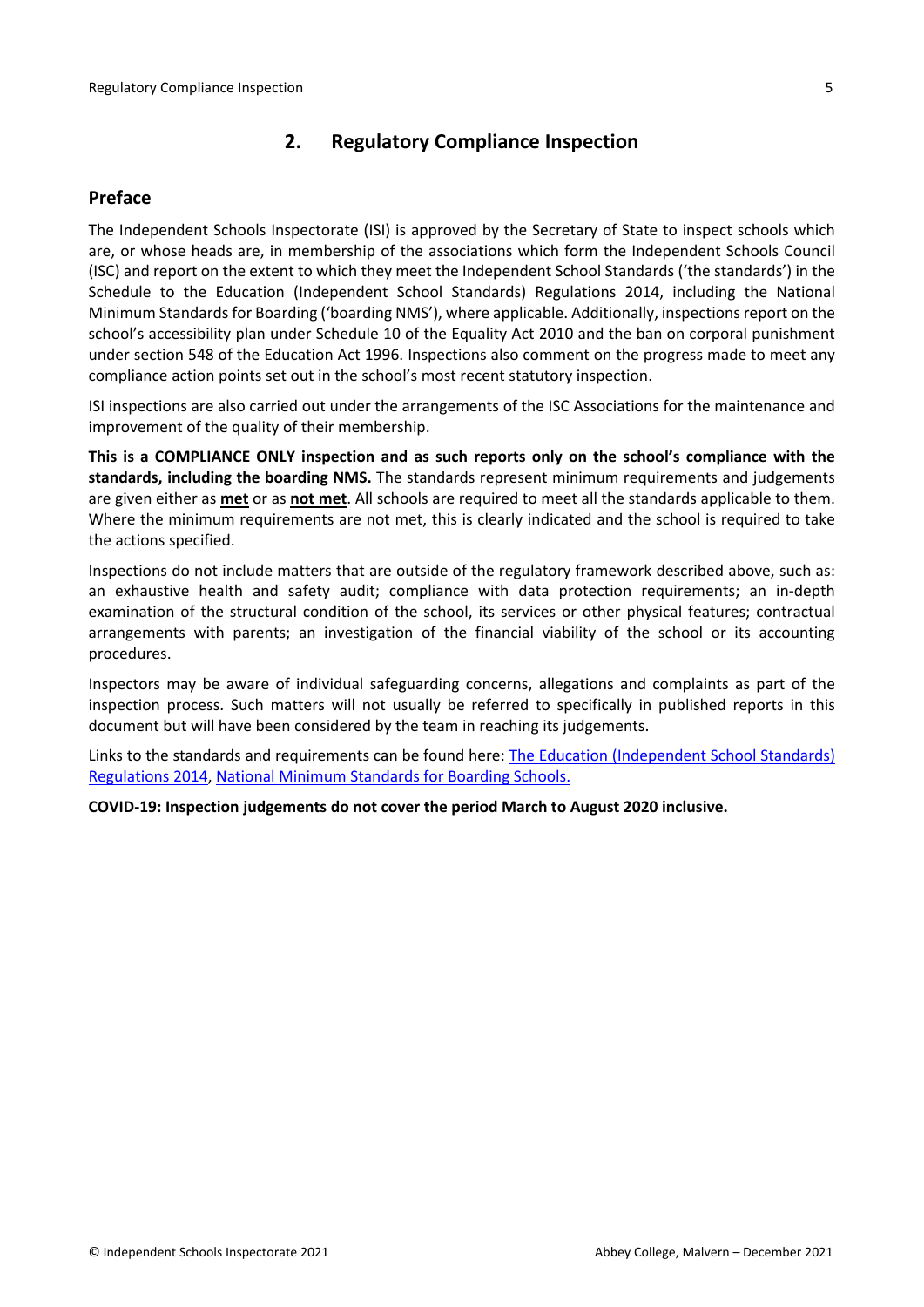## 2. Regulatory Compliance Inspection

### Preface

The Independent Schools Inspectorate (ISI) is approved by the Secretary of State to inspect schools which are, or whose heads are, in membership of the associations which form the Independent Schools Council (ISC) and report on the extent to which they meet the Independent School Standards ('the standards') in the Schedule to the Education (Independent School Standards) Regulations 2014, including the National Minimum Standards for Boarding ('boarding NMS'), where applicable. Additionally, inspections report on the school's accessibility plan under Schedule 10 of the Equality Act 2010 and the ban on corporal punishment under section 548 of the Education Act 1996. Inspections also comment on the progress made to meet any compliance action points set out in the school's most recent statutory inspection.

ISI inspections are also carried out under the arrangements of the ISC Associations for the maintenance and improvement of the quality of their membership.

**This is a COMPLIANCE ONLY inspection and as such reports only on the school's compliance with the standards, including the boarding NMS.** The standards represent minimum requirements and judgements are given either as **met** or as **not met**. All schools are required to meet all the standards applicable to them. Where the minimum requirements are not met, this is clearly indicated and the school is required to take the actions specified.

Inspections do not include matters that are outside of the regulatory framework described above, such as: an exhaustive health and safety audit; compliance with data protection requirements; an in-depth examination of the structural condition of the school, its services or other physical features; contractual arrangements with parents; an investigation of the financial viability of the school or its accounting procedures.

Inspectors may be aware of individual safeguarding concerns, allegations and complaints as part of the inspection process. Such matters will not usually be referred to specifically in published reports in this document but will have been considered by the team in reaching its judgements.

Links to the standards and requirements can be found here: The Education (Independent School Standards) Regulations 2014, National Minimum Standards for Boarding Schools.

**COVID-19: Inspection judgements do not cover the period March to August 2020 inclusive.**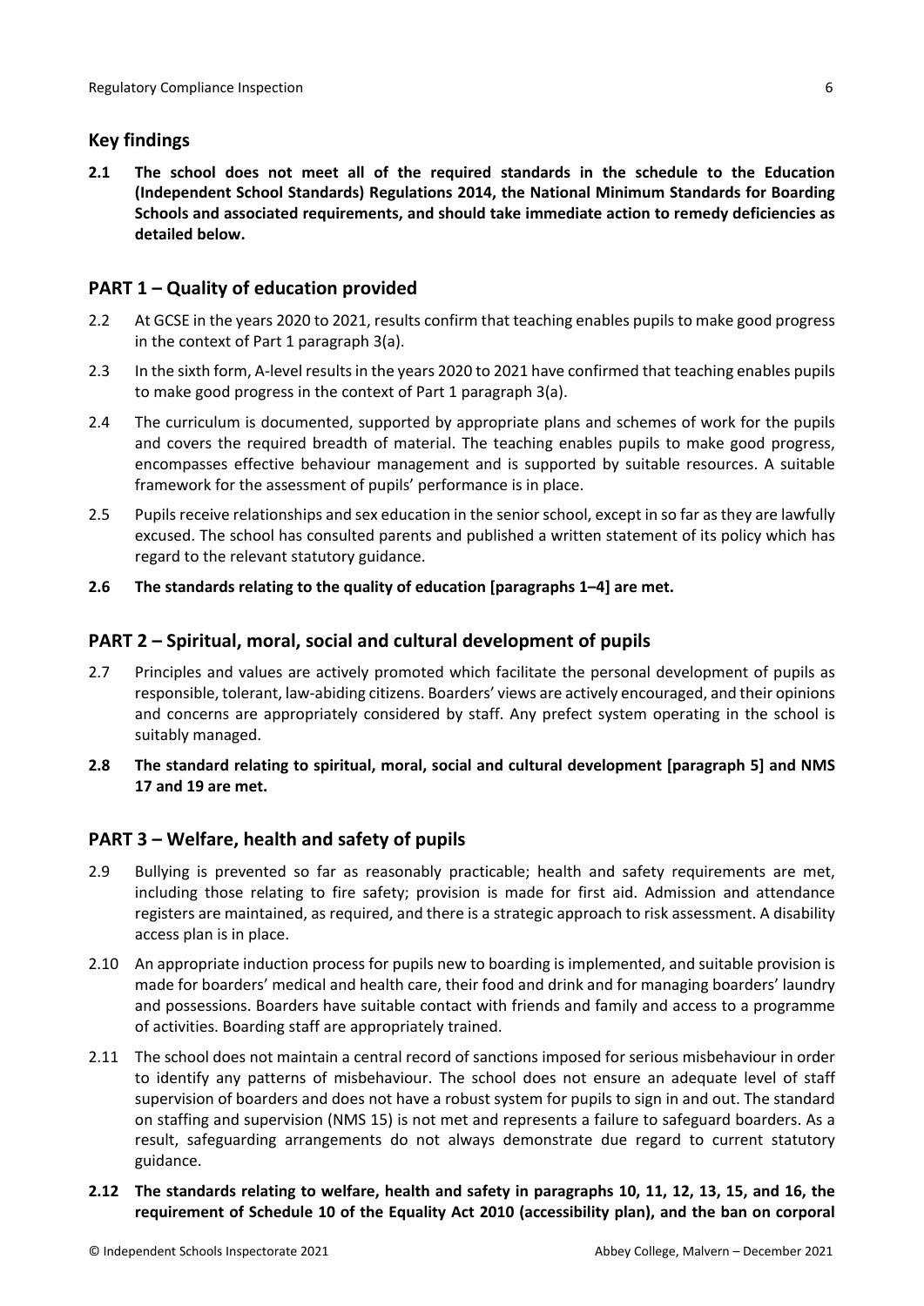## Key findings

**2.1 The school does not meet all of the required standards in the schedule to the Education (Independent School Standards) Regulations 2014, the National Minimum Standards for Boarding Schools and associated requirements, and should take immediate action to remedy deficiencies as detailed below.**

## PART 1 – Quality of education provided

2.2 At GCSE in the years 2020 to 2021, results confirm that teaching enables pupils to make good progress in the context of Part 1 paragraph 3(a).

2.3 In the sixth form, A-level results in the years 2020 to 2021 have confirmed that teaching enables pupils to make good progress in the context of Part 1 paragraph 3(a).

2.4 The curriculum is documented, supported by appropriate plans and schemes of work for the pupils and covers the required breadth of material. The teaching enables pupils to make good progress, encompasses effective behaviour management and is supported by suitable resources. A suitable framework for the assessment of pupils' performance is in place.

2.5 Pupils receive relationships and sex education in the senior school, except in so far as they are lawfully excused. The school has consulted parents and published a written statement of its policy which has regard to the relevant statutory guidance.

**2.6 The standards relating to the quality of education [paragraphs 1–4] are met.**

## PART 2 – Spiritual, moral, social and cultural development of pupils

2.7 Principles and values are actively promoted which facilitate the personal development of pupils as responsible, tolerant, law-abiding citizens. Boarders' views are actively encouraged, and their opinions and concerns are appropriately considered by staff. Any prefect system operating in the school is suitably managed.

**2.8 The standard relating to spiritual, moral, social and cultural development [paragraph 5] and NMS 17 and 19 are met.**

## PART 3 – Welfare, health and safety of pupils

2.9 Bullying is prevented so far as reasonably practicable; health and safety requirements are met, including those relating to fire safety; provision is made for first aid. Admission and attendance registers are maintained, as required, and there is a strategic approach to risk assessment. A disability access plan is in place.

2.10 An appropriate induction process for pupils new to boarding is implemented, and suitable provision is made for boarders' medical and health care, their food and drink and for managing boarders' laundry and possessions. Boarders have suitable contact with friends and family and access to a programme of activities. Boarding staff are appropriately trained.

2.11 The school does not maintain a central record of sanctions imposed for serious misbehaviour in order to identify any patterns of misbehaviour. The school does not ensure an adequate level of staff supervision of boarders and does not have a robust system for pupils to sign in and out. The standard on staffing and supervision (NMS 15) is not met and represents a failure to safeguard boarders. As a result, safeguarding arrangements do not always demonstrate due regard to current statutory guidance.

**2.12 The standards relating to welfare, health and safety in paragraphs 10, 11, 12, 13, 15, and 16, the requirement of Schedule 10 of the Equality Act 2010 (accessibility plan), and the ban on corporal**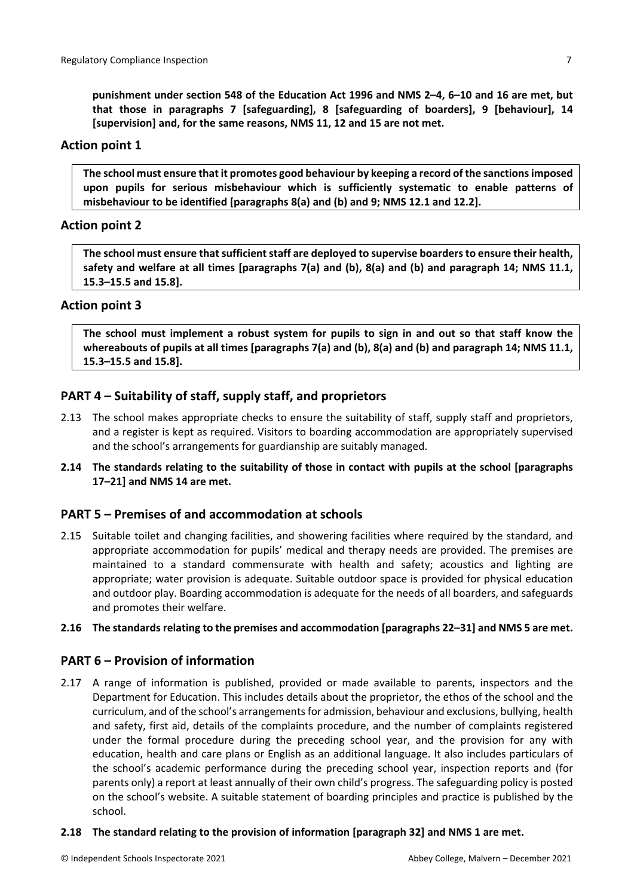**punishment under section 548 of the Education Act 1996 and NMS 2–4, 6–10 and 16 are met, but that those in paragraphs 7 [safeguarding], 8 [safeguarding of boarders], 9 [behaviour], 14 [supervision] and, for the same reasons, NMS 11, 12 and 15 are not met.**

### Action point 1

**The school must ensure that it promotes good behaviour by keeping a record of the sanctions imposed upon pupils for serious misbehaviour which is sufficiently systematic to enable patterns of misbehaviour to be identified [paragraphs 8(a) and (b) and 9; NMS 12.1 and 12.2].**

### Action point 2

**The school must ensure that sufficient staff are deployed to supervise boarders to ensure their health, safety and welfare at all times [paragraphs 7(a) and (b), 8(a) and (b) and paragraph 14; NMS 11.1, 15.3–15.5 and 15.8].**

### Action point 3

**The school must implement a robust system for pupils to sign in and out so that staff know the whereabouts of pupils at all times [paragraphs 7(a) and (b), 8(a) and (b) and paragraph 14; NMS 11.1, 15.3–15.5 and 15.8].**

## PART 4 – Suitability of staff, supply staff, and proprietors

2.13 The school makes appropriate checks to ensure the suitability of staff, supply staff and proprietors, and a register is kept as required. Visitors to boarding accommodation are appropriately supervised and the school's arrangements for guardianship are suitably managed.

**2.14 The standards relating to the suitability of those in contact with pupils at the school [paragraphs 17–21] and NMS 14 are met.**

## PART 5 – Premises of and accommodation at schools

2.15 Suitable toilet and changing facilities, and showering facilities where required by the standard, and appropriate accommodation for pupils' medical and therapy needs are provided. The premises are maintained to a standard commensurate with health and safety; acoustics and lighting are appropriate; water provision is adequate. Suitable outdoor space is provided for physical education and outdoor play. Boarding accommodation is adequate for the needs of all boarders, and safeguards and promotes their welfare.

**2.16 The standards relating to the premises and accommodation [paragraphs 22–31] and NMS 5 are met.**

## PART 6 – Provision of information

2.17 A range of information is published, provided or made available to parents, inspectors and the Department for Education. This includes details about the proprietor, the ethos of the school and the curriculum, and of the school's arrangements for admission, behaviour and exclusions, bullying, health and safety, first aid, details of the complaints procedure, and the number of complaints registered under the formal procedure during the preceding school year, and the provision for any with education, health and care plans or English as an additional language. It also includes particulars of the school's academic performance during the preceding school year, inspection reports and (for parents only) a report at least annually of their own child's progress. The safeguarding policy is posted on the school's website. A suitable statement of boarding principles and practice is published by the school.

**2.18 The standard relating to the provision of information [paragraph 32] and NMS 1 are met.**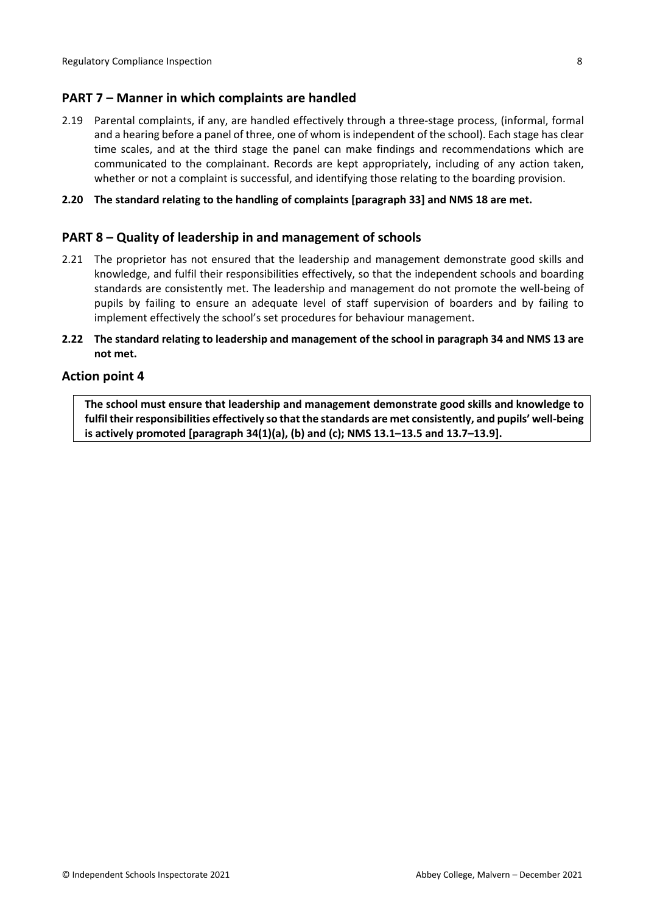## PART 7 – Manner in which complaints are handled

2.19 Parental complaints, if any, are handled effectively through a three-stage process, (informal, formal and a hearing before a panel of three, one of whom is independent of the school). Each stage has clear time scales, and at the third stage the panel can make findings and recommendations which are communicated to the complainant. Records are kept appropriately, including of any action taken, whether or not a complaint is successful, and identifying those relating to the boarding provision.

**2.20 The standard relating to the handling of complaints [paragraph 33] and NMS 18 are met.**

## PART 8 – Quality of leadership in and management of schools

2.21 The proprietor has not ensured that the leadership and management demonstrate good skills and knowledge, and fulfil their responsibilities effectively, so that the independent schools and boarding standards are consistently met. The leadership and management do not promote the well-being of pupils by failing to ensure an adequate level of staff supervision of boarders and by failing to implement effectively the school's set procedures for behaviour management.

**2.22 The standard relating to leadership and management of the school in paragraph 34 and NMS 13 are not met.**

## Action point 4

**The school must ensure that leadership and management demonstrate good skills and knowledge to fulfil their responsibilities effectively so that the standards are met consistently, and pupils' well-being is actively promoted [paragraph 34(1)(a), (b) and (c); NMS 13.1–13.5 and 13.7–13.9].**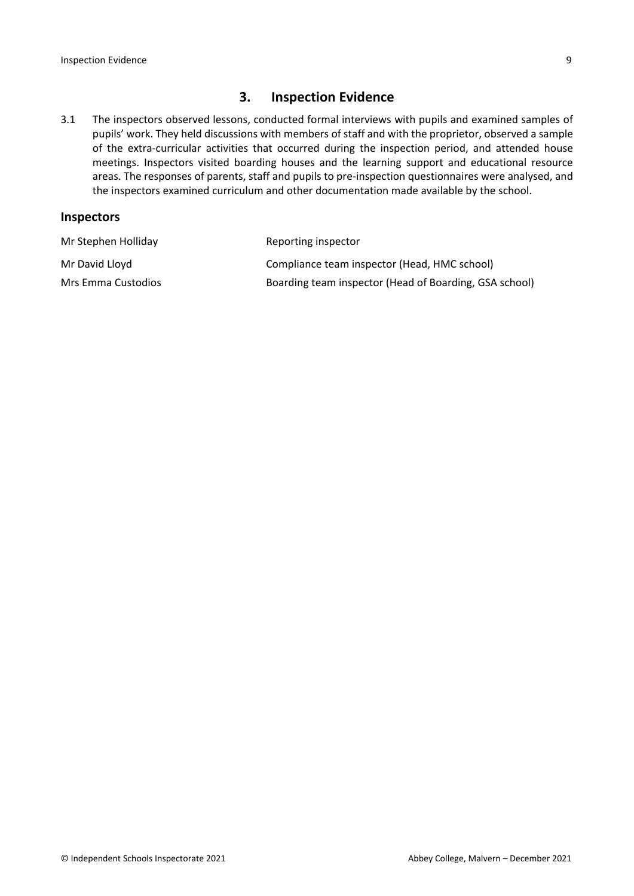## 3. Inspection Evidence

3.1 The inspectors observed lessons, conducted formal interviews with pupils and examined samples of pupils' work. They held discussions with members of staff and with the proprietor, observed a sample of the extra-curricular activities that occurred during the inspection period, and attended house meetings. Inspectors visited boarding houses and the learning support and educational resource areas. The responses of parents, staff and pupils to pre-inspection questionnaires were analysed, and the inspectors examined curriculum and other documentation made available by the school.

### Inspectors

| | |
|---|---|
| Mr Stephen Holliday | Reporting inspector |
| Mr David Lloyd | Compliance team inspector (Head, HMC school) |
| Mrs Emma Custodios | Boarding team inspector (Head of Boarding, GSA school) |